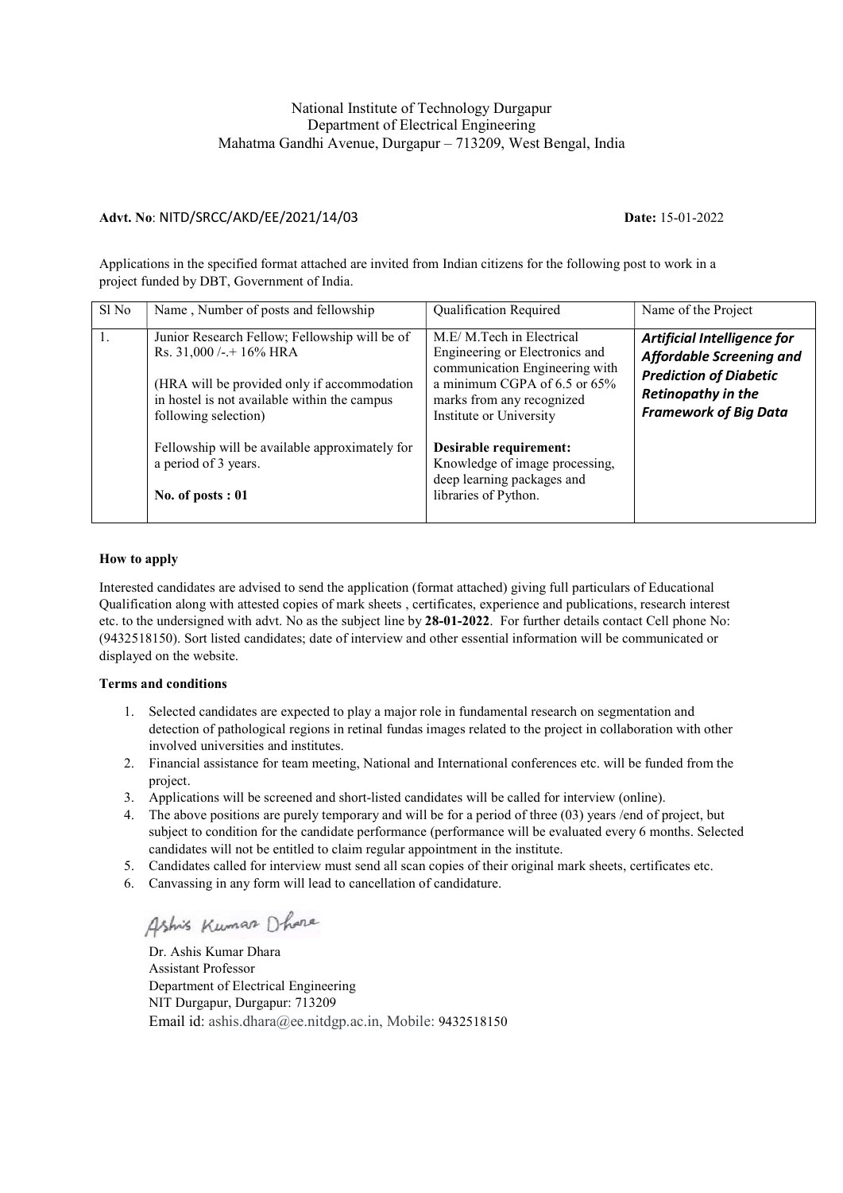National Institute of Technology Durgapur
Department of Electrical Engineering
Mahatma Gandhi Avenue, Durgapur – 713209, West Bengal, India

**Advt. No**: NITD/SRCC/AKD/EE/2021/14/03 **Date:** 15-01-2022

Applications in the specified format attached are invited from Indian citizens for the following post to work in a project funded by DBT, Government of India.

| Sl No | Name , Number of posts and fellowship | Qualification Required | Name of the Project |
|---|---|---|---|
| 1. | Junior Research Fellow; Fellowship will be of Rs. 31,000 /-.+ 16% HRA<br><br>(HRA will be provided only if accommodation in hostel is not available within the campus following selection)<br><br>Fellowship will be available approximately for a period of 3 years.<br><br>**No. of posts : 01** | M.E/ M.Tech in Electrical Engineering or Electronics and communication Engineering with a minimum CGPA of 6.5 or 65% marks from any recognized Institute or University<br><br>**Desirable requirement:** Knowledge of image processing, deep learning packages and libraries of Python. | ***Artificial Intelligence for Affordable Screening and Prediction of Diabetic Retinopathy in the Framework of Big Data*** |

**How to apply**

Interested candidates are advised to send the application (format attached) giving full particulars of Educational Qualification along with attested copies of mark sheets , certificates, experience and publications, research interest etc. to the undersigned with advt. No as the subject line by **28-01-2022**. For further details contact Cell phone No: (9432518150). Sort listed candidates; date of interview and other essential information will be communicated or displayed on the website.

**Terms and conditions**

1. Selected candidates are expected to play a major role in fundamental research on segmentation and detection of pathological regions in retinal fundas images related to the project in collaboration with other involved universities and institutes.
2. Financial assistance for team meeting, National and International conferences etc. will be funded from the project.
3. Applications will be screened and short-listed candidates will be called for interview (online).
4. The above positions are purely temporary and will be for a period of three (03) years /end of project, but subject to condition for the candidate performance (performance will be evaluated every 6 months. Selected candidates will not be entitled to claim regular appointment in the institute.
5. Candidates called for interview must send all scan copies of their original mark sheets, certificates etc.
6. Canvassing in any form will lead to cancellation of candidature.

Ashis Kumar Dhara

Dr. Ashis Kumar Dhara
Assistant Professor
Department of Electrical Engineering
NIT Durgapur, Durgapur: 713209
Email id: ashis.dhara@ee.nitdgp.ac.in, Mobile: 9432518150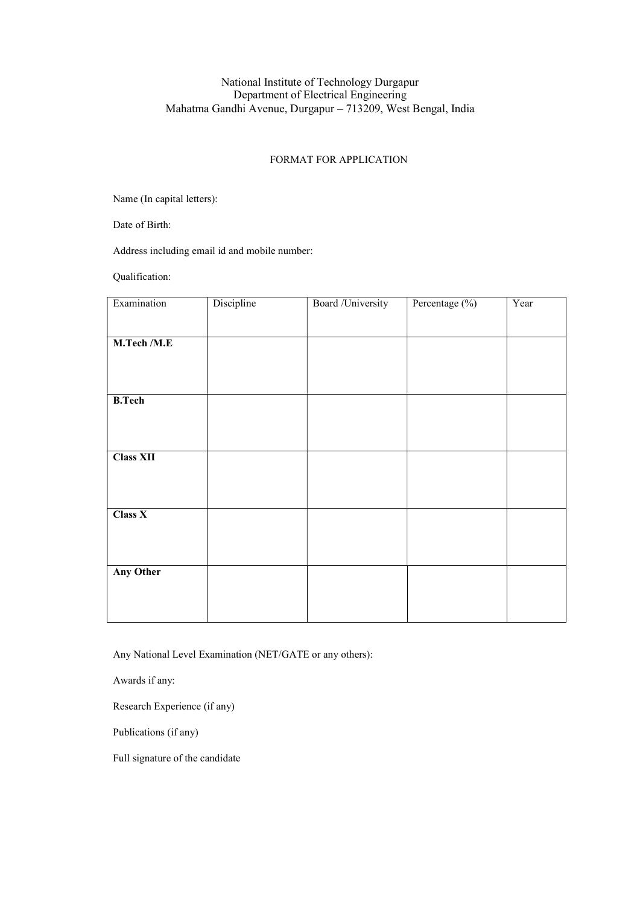National Institute of Technology Durgapur
Department of Electrical Engineering
Mahatma Gandhi Avenue, Durgapur – 713209, West Bengal, India

FORMAT FOR APPLICATION

Name (In capital letters):

Date of Birth:

Address including email id and mobile number:

Qualification:

| Examination | Discipline | Board /University | Percentage (%) | Year |
|---|---|---|---|---|
| **M.Tech /M.E** | | | | |
| **B.Tech** | | | | |
| **Class XII** | | | | |
| **Class X** | | | | |
| **Any Other** | | | | |

Any National Level Examination (NET/GATE or any others):

Awards if any:

Research Experience (if any)

Publications (if any)

Full signature of the candidate